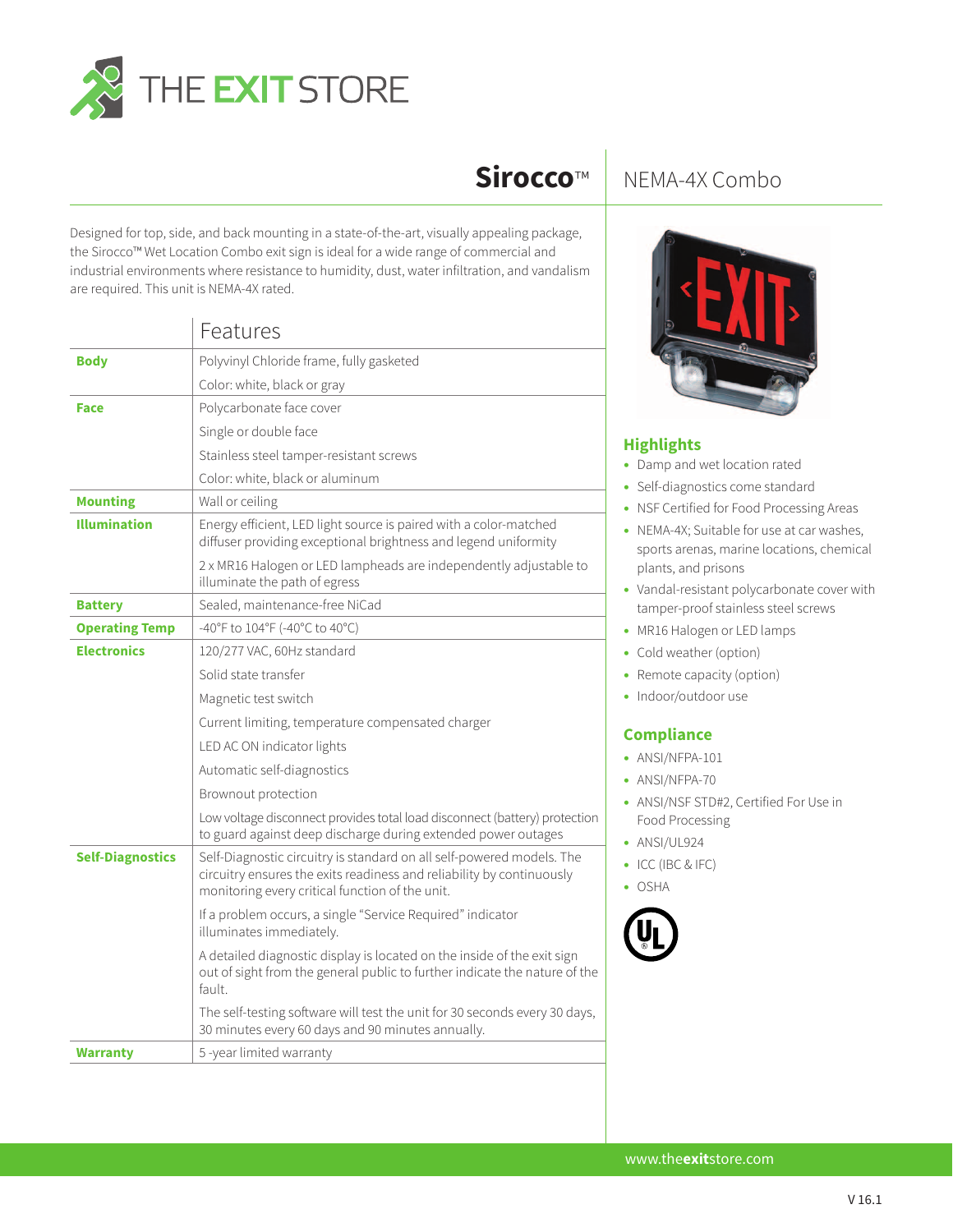# Sirocco™ NEMA-4X Combo

Designed for top, side, and back mounting in a state-of-the-art, visually appealing package, the Sirocco™ Wet Location Combo exit sign is ideal for a wide range of commercial and industrial environments where resistance to humidity, dust, water infiltration, and vandalism are required. This unit is NEMA-4X rated.

| | Features |
|---|---|
| **Body** | Polyvinyl Chloride frame, fully gasketed |
| | Color: white, black or gray |
| **Face** | Polycarbonate face cover |
| | Single or double face |
| | Stainless steel tamper-resistant screws |
| | Color: white, black or aluminum |
| **Mounting** | Wall or ceiling |
| **Illumination** | Energy efficient, LED light source is paired with a color-matched diffuser providing exceptional brightness and legend uniformity |
| | 2 x MR16 Halogen or LED lampheads are independently adjustable to illuminate the path of egress |
| **Battery** | Sealed, maintenance-free NiCad |
| **Operating Temp** | -40°F to 104°F (-40°C to 40°C) |
| **Electronics** | 120/277 VAC, 60Hz standard |
| | Solid state transfer |
| | Magnetic test switch |
| | Current limiting, temperature compensated charger |
| | LED AC ON indicator lights |
| | Automatic self-diagnostics |
| | Brownout protection |
| | Low voltage disconnect provides total load disconnect (battery) protection to guard against deep discharge during extended power outages |
| **Self-Diagnostics** | Self-Diagnostic circuitry is standard on all self-powered models. The circuitry ensures the exits readiness and reliability by continuously monitoring every critical function of the unit. |
| | If a problem occurs, a single "Service Required" indicator illuminates immediately. |
| | A detailed diagnostic display is located on the inside of the exit sign out of sight from the general public to further indicate the nature of the fault. |
| | The self-testing software will test the unit for 30 seconds every 30 days, 30 minutes every 60 days and 90 minutes annually. |
| **Warranty** | 5 -year limited warranty |

## Highlights

- Damp and wet location rated
- Self-diagnostics come standard
- NSF Certified for Food Processing Areas
- NEMA-4X; Suitable for use at car washes, sports arenas, marine locations, chemical plants, and prisons
- Vandal-resistant polycarbonate cover with tamper-proof stainless steel screws
- MR16 Halogen or LED lamps
- Cold weather (option)
- Remote capacity (option)
- Indoor/outdoor use

## Compliance

- ANSI/NFPA-101
- ANSI/NFPA-70
- ANSI/NSF STD#2, Certified For Use in Food Processing
- ANSI/UL924
- ICC (IBC & IFC)
- OSHA

www.theexitstore.com

V 16.1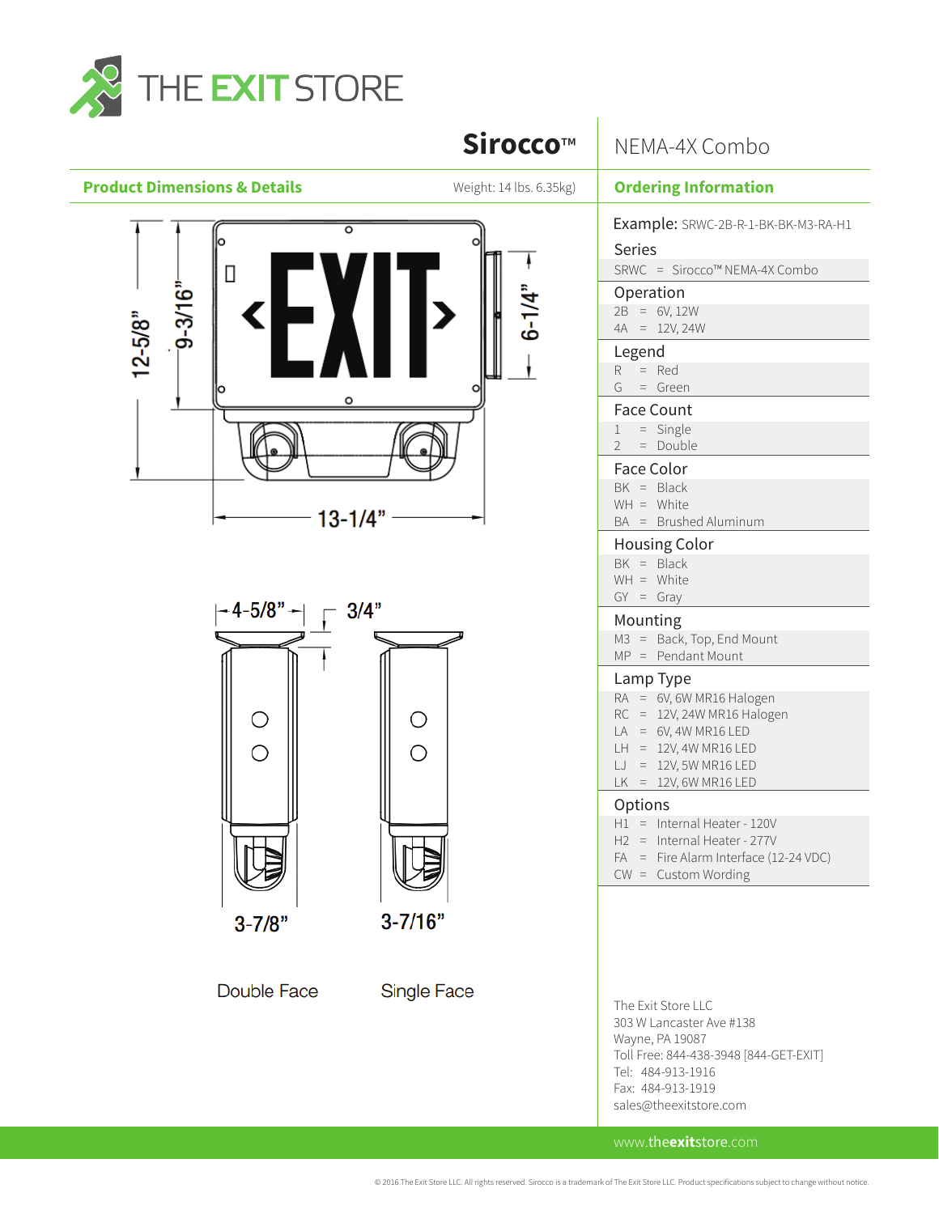THE EXIT STORE

# Sirocco™

NEMA-4X Combo

## Product Dimensions & Details

Weight: 14 lbs. 6.35kg)

12-5/8"

9-3/16"

6-1/4"

13-1/4"

4-5/8"

3/4"

3-7/8"

3-7/16"

Double Face

Single Face

## Ordering Information

Example: SRWC-2B-R-1-BK-BK-M3-RA-H1

### Series

SRWC = Sirocco™ NEMA-4X Combo

### Operation

2B = 6V, 12W
4A = 12V, 24W

### Legend

R = Red
G = Green

### Face Count

1 = Single
2 = Double

### Face Color

BK = Black
WH = White
BA = Brushed Aluminum

### Housing Color

BK = Black
WH = White
GY = Gray

### Mounting

M3 = Back, Top, End Mount
MP = Pendant Mount

### Lamp Type

RA = 6V, 6W MR16 Halogen
RC = 12V, 24W MR16 Halogen
LA = 6V, 4W MR16 LED
LH = 12V, 4W MR16 LED
LJ = 12V, 5W MR16 LED
LK = 12V, 6W MR16 LED

### Options

H1 = Internal Heater - 120V
H2 = Internal Heater - 277V
FA = Fire Alarm Interface (12-24 VDC)
CW = Custom Wording

The Exit Store LLC
303 W Lancaster Ave #138
Wayne, PA 19087
Toll Free: 844-438-3948 [844-GET-EXIT]
Tel: 484-913-1916
Fax: 484-913-1919
sales@theexitstore.com

www.theexitstore.com

© 2016 The Exit Store LLC. All rights reserved. Sirocco is a trademark of The Exit Store LLC. Product specifications subject to change without notice.